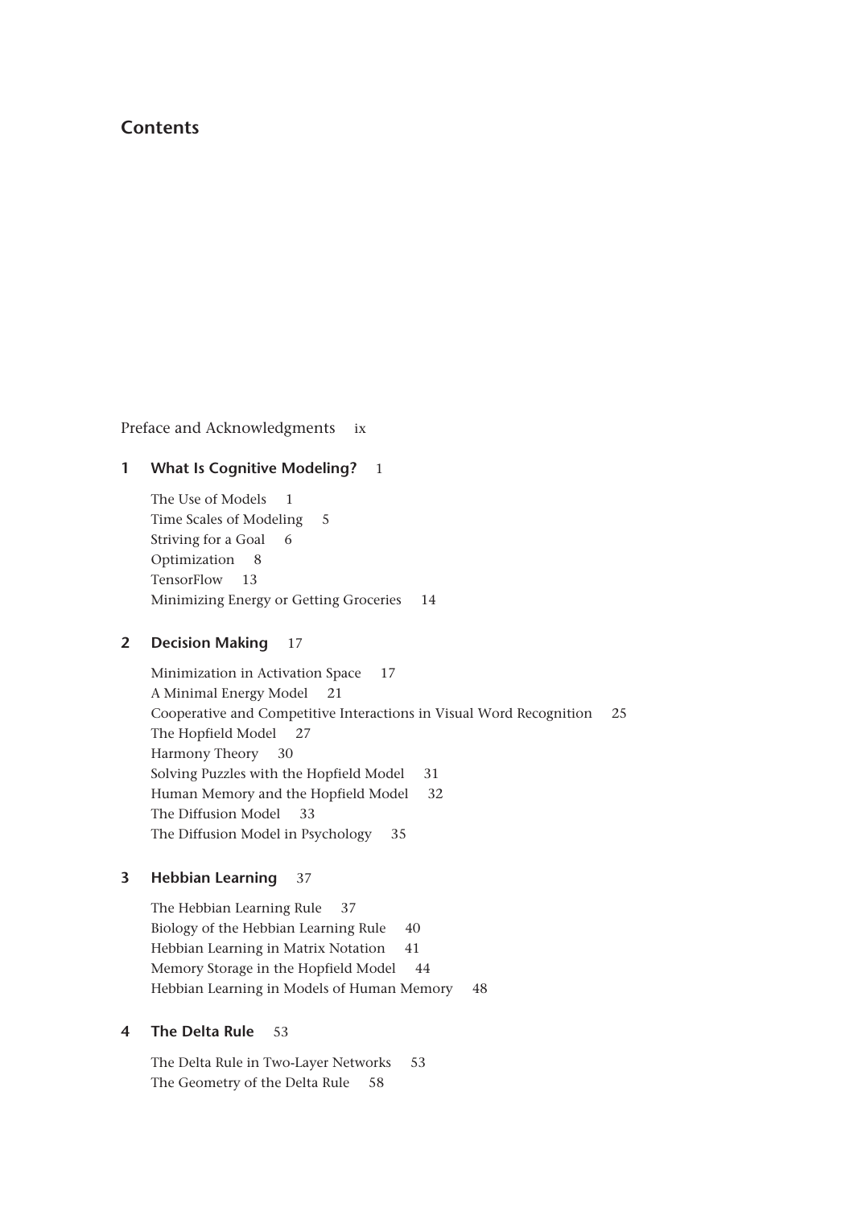# Contents

Preface and Acknowledgments ix

## 1 What Is Cognitive Modeling? 1

The Use of Models 1
Time Scales of Modeling 5
Striving for a Goal 6
Optimization 8
TensorFlow 13
Minimizing Energy or Getting Groceries 14

## 2 Decision Making 17

Minimization in Activation Space 17
A Minimal Energy Model 21
Cooperative and Competitive Interactions in Visual Word Recognition 25
The Hopfield Model 27
Harmony Theory 30
Solving Puzzles with the Hopfield Model 31
Human Memory and the Hopfield Model 32
The Diffusion Model 33
The Diffusion Model in Psychology 35

## 3 Hebbian Learning 37

The Hebbian Learning Rule 37
Biology of the Hebbian Learning Rule 40
Hebbian Learning in Matrix Notation 41
Memory Storage in the Hopfield Model 44
Hebbian Learning in Models of Human Memory 48

## 4 The Delta Rule 53

The Delta Rule in Two-Layer Networks 53
The Geometry of the Delta Rule 58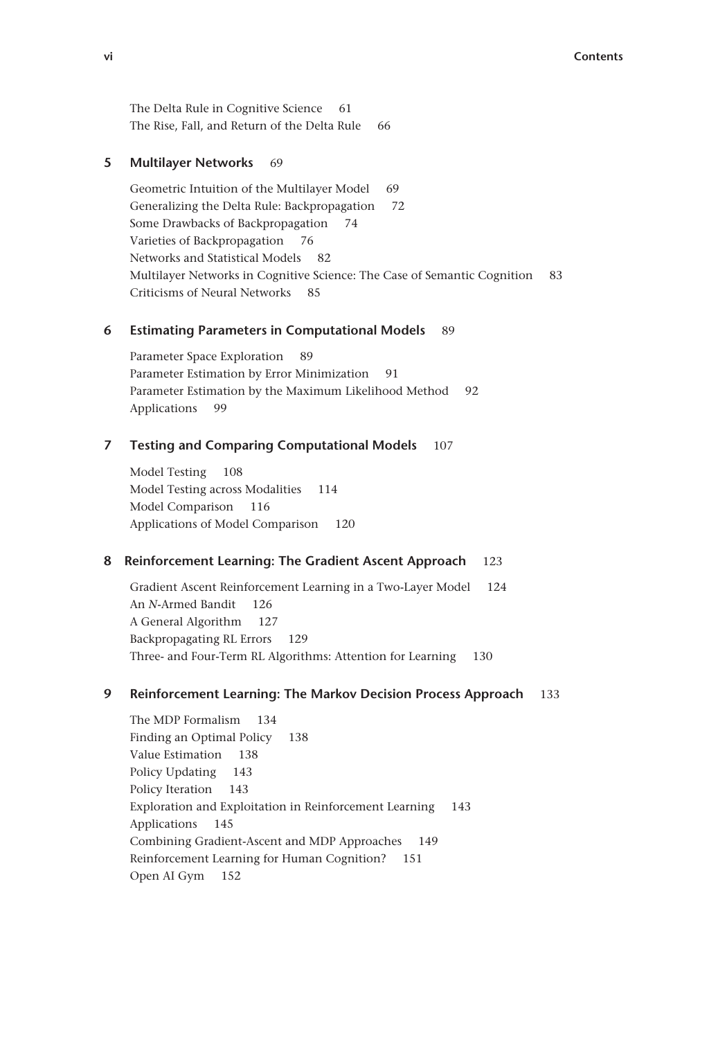The Delta Rule in Cognitive Science 61
The Rise, Fall, and Return of the Delta Rule 66

## 5 Multilayer Networks 69

Geometric Intuition of the Multilayer Model 69
Generalizing the Delta Rule: Backpropagation 72
Some Drawbacks of Backpropagation 74
Varieties of Backpropagation 76
Networks and Statistical Models 82
Multilayer Networks in Cognitive Science: The Case of Semantic Cognition 83
Criticisms of Neural Networks 85

## 6 Estimating Parameters in Computational Models 89

Parameter Space Exploration 89
Parameter Estimation by Error Minimization 91
Parameter Estimation by the Maximum Likelihood Method 92
Applications 99

## 7 Testing and Comparing Computational Models 107

Model Testing 108
Model Testing across Modalities 114
Model Comparison 116
Applications of Model Comparison 120

## 8 Reinforcement Learning: The Gradient Ascent Approach 123

Gradient Ascent Reinforcement Learning in a Two-Layer Model 124
An *N*-Armed Bandit 126
A General Algorithm 127
Backpropagating RL Errors 129
Three- and Four-Term RL Algorithms: Attention for Learning 130

## 9 Reinforcement Learning: The Markov Decision Process Approach 133

The MDP Formalism 134
Finding an Optimal Policy 138
Value Estimation 138
Policy Updating 143
Policy Iteration 143
Exploration and Exploitation in Reinforcement Learning 143
Applications 145
Combining Gradient-Ascent and MDP Approaches 149
Reinforcement Learning for Human Cognition? 151
Open AI Gym 152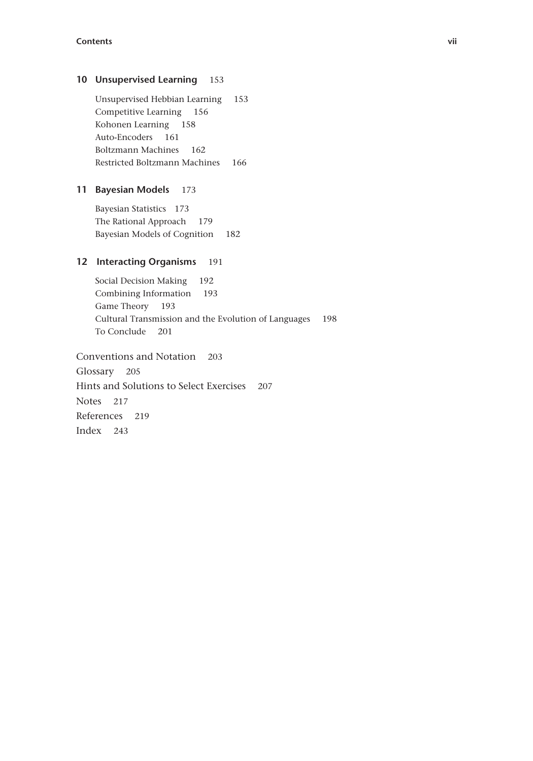## 10 Unsupervised Learning 153

Unsupervised Hebbian Learning 153
Competitive Learning 156
Kohonen Learning 158
Auto-Encoders 161
Boltzmann Machines 162
Restricted Boltzmann Machines 166

## 11 Bayesian Models 173

Bayesian Statistics 173
The Rational Approach 179
Bayesian Models of Cognition 182

## 12 Interacting Organisms 191

Social Decision Making 192
Combining Information 193
Game Theory 193
Cultural Transmission and the Evolution of Languages 198
To Conclude 201

Conventions and Notation 203
Glossary 205
Hints and Solutions to Select Exercises 207
Notes 217
References 219
Index 243